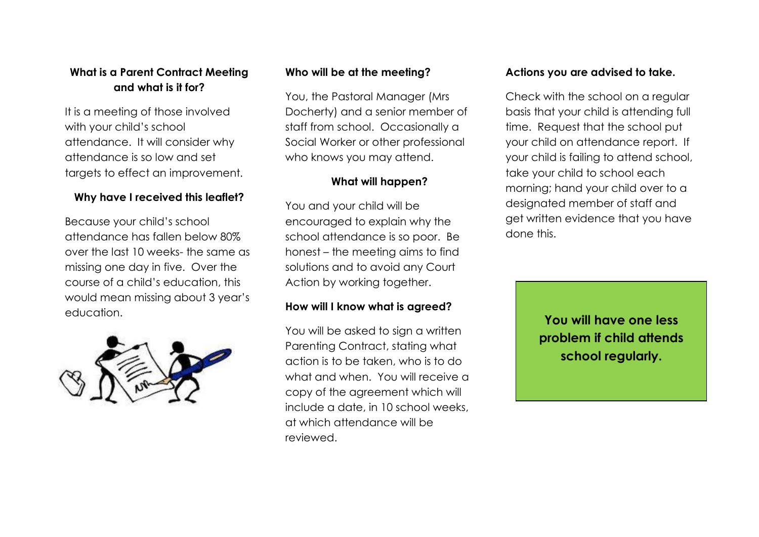## What is a Parent Contract Meeting and what is it for?

It is a meeting of those involved with your child's school attendance. It will consider why attendance is so low and set targets to effect an improvement.

## Why have I received this leaflet?

Because your child's school attendance has fallen below 80% over the last 10 weeks- the same as missing one day in five. Over the course of a child's education, this would mean missing about 3 year's education.

## Who will be at the meeting?

You, the Pastoral Manager (Mrs Docherty) and a senior member of staff from school. Occasionally a Social Worker or other professional who knows you may attend.

## What will happen?

You and your child will be encouraged to explain why the school attendance is so poor. Be honest – the meeting aims to find solutions and to avoid any Court Action by working together.

## How will I know what is agreed?

You will be asked to sign a written Parenting Contract, stating what action is to be taken, who is to do what and when. You will receive a copy of the agreement which will include a date, in 10 school weeks, at which attendance will be reviewed.

## Actions you are advised to take.

Check with the school on a regular basis that your child is attending full time. Request that the school put your child on attendance report. If your child is failing to attend school, take your child to school each morning; hand your child over to a designated member of staff and get written evidence that you have done this.

**You will have one less problem if child attends school regularly.**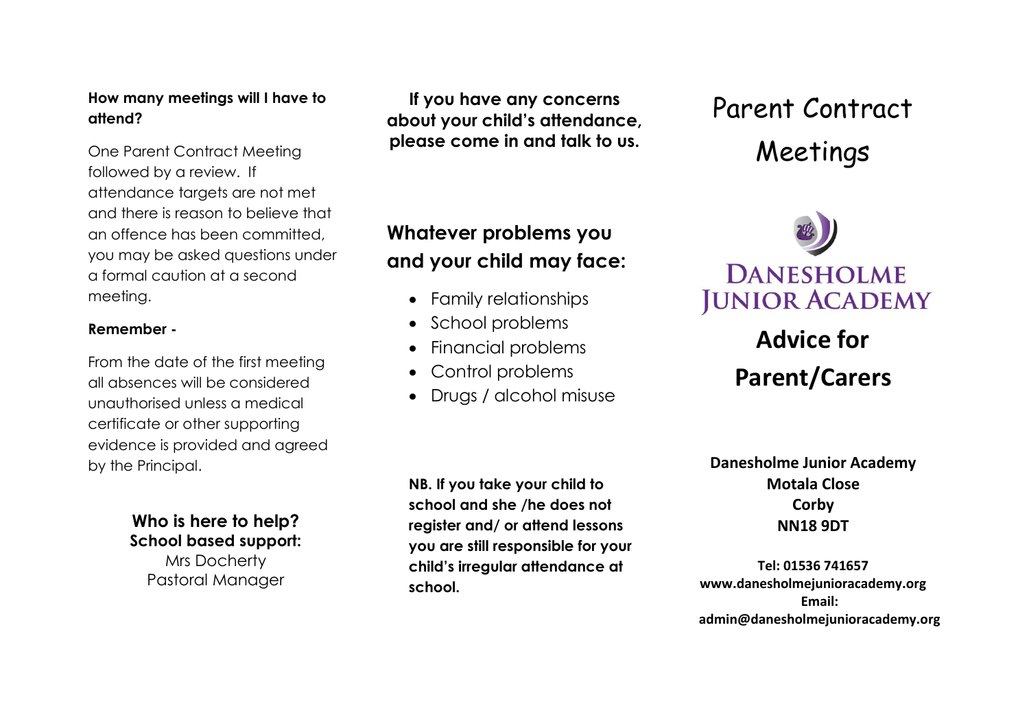**How many meetings will I have to attend?**

One Parent Contract Meeting followed by a review. If attendance targets are not met and there is reason to believe that an offence has been committed, you may be asked questions under a formal caution at a second meeting.

**Remember -**

From the date of the first meeting all absences will be considered unauthorised unless a medical certificate or other supporting evidence is provided and agreed by the Principal.

**Who is here to help?**
**School based support:**
Mrs Docherty
Pastoral Manager

**If you have any concerns about your child's attendance, please come in and talk to us.**

## Whatever problems you and your child may face:

- Family relationships
- School problems
- Financial problems
- Control problems
- Drugs / alcohol misuse

**NB. If you take your child to school and she /he does not register and/ or attend lessons you are still responsible for your child's irregular attendance at school.**

# Parent Contract Meetings

DANESHOLME JUNIOR ACADEMY

## Advice for Parent/Carers

**Danesholme Junior Academy**
**Motala Close**
**Corby**
**NN18 9DT**

**Tel: 01536 741657**
**www.danesholmejunioracademy.org**
**Email:**
**admin@danesholmejunioracademy.org**